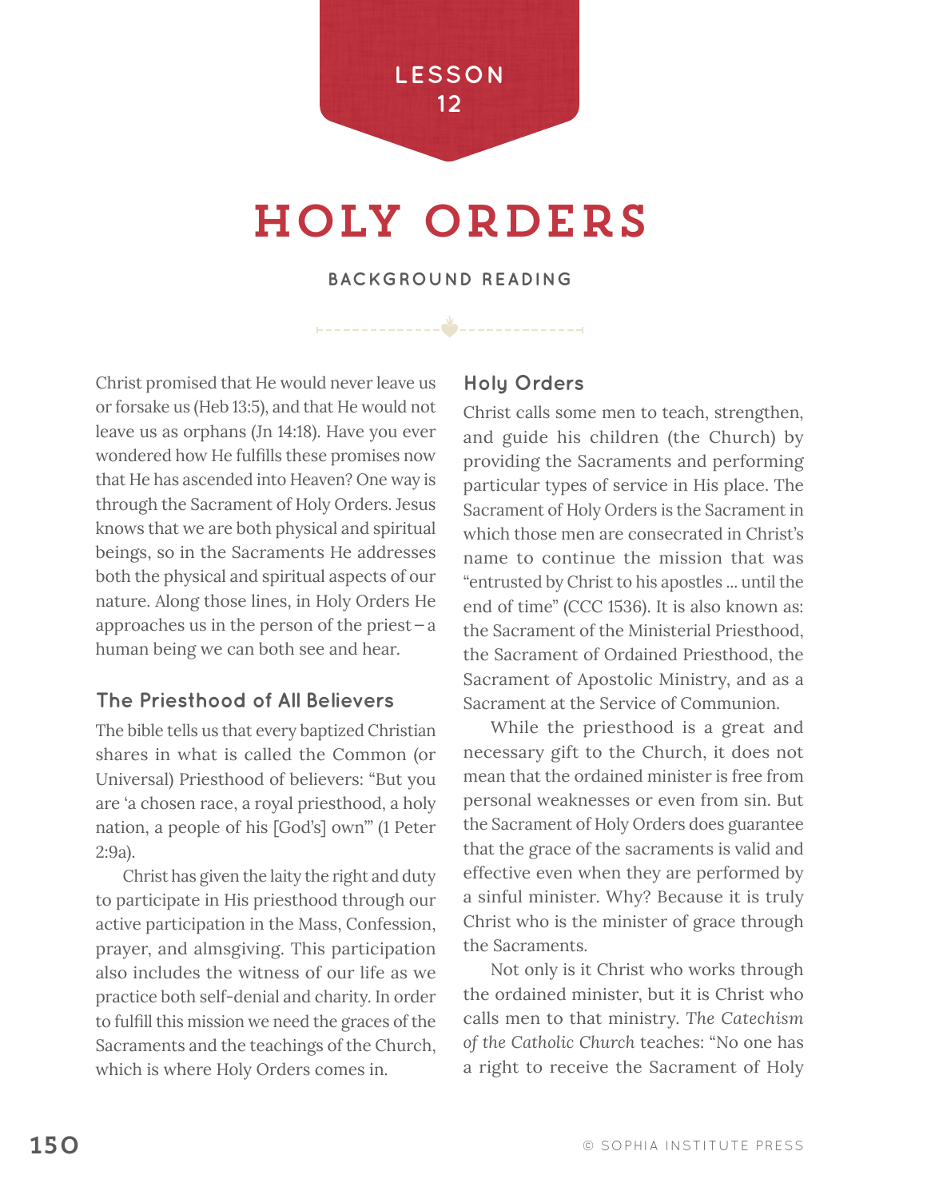LESSON 12

# HOLY ORDERS

### BACKGROUND READING

Christ promised that He would never leave us or forsake us (Heb 13:5), and that He would not leave us as orphans (Jn 14:18). Have you ever wondered how He fulfills these promises now that He has ascended into Heaven? One way is through the Sacrament of Holy Orders. Jesus knows that we are both physical and spiritual beings, so in the Sacraments He addresses both the physical and spiritual aspects of our nature. Along those lines, in Holy Orders He approaches us in the person of the priest – a human being we can both see and hear.

## The Priesthood of All Believers

The bible tells us that every baptized Christian shares in what is called the Common (or Universal) Priesthood of believers: "But you are 'a chosen race, a royal priesthood, a holy nation, a people of his [God's] own'" (1 Peter 2:9a).

Christ has given the laity the right and duty to participate in His priesthood through our active participation in the Mass, Confession, prayer, and almsgiving. This participation also includes the witness of our life as we practice both self-denial and charity. In order to fulfill this mission we need the graces of the Sacraments and the teachings of the Church, which is where Holy Orders comes in.

## Holy Orders

Christ calls some men to teach, strengthen, and guide his children (the Church) by providing the Sacraments and performing particular types of service in His place. The Sacrament of Holy Orders is the Sacrament in which those men are consecrated in Christ's name to continue the mission that was "entrusted by Christ to his apostles ... until the end of time" (CCC 1536). It is also known as: the Sacrament of the Ministerial Priesthood, the Sacrament of Ordained Priesthood, the Sacrament of Apostolic Ministry, and as a Sacrament at the Service of Communion.

While the priesthood is a great and necessary gift to the Church, it does not mean that the ordained minister is free from personal weaknesses or even from sin. But the Sacrament of Holy Orders does guarantee that the grace of the sacraments is valid and effective even when they are performed by a sinful minister. Why? Because it is truly Christ who is the minister of grace through the Sacraments.

Not only is it Christ who works through the ordained minister, but it is Christ who calls men to that ministry. *The Catechism of the Catholic Church* teaches: "No one has a right to receive the Sacrament of Holy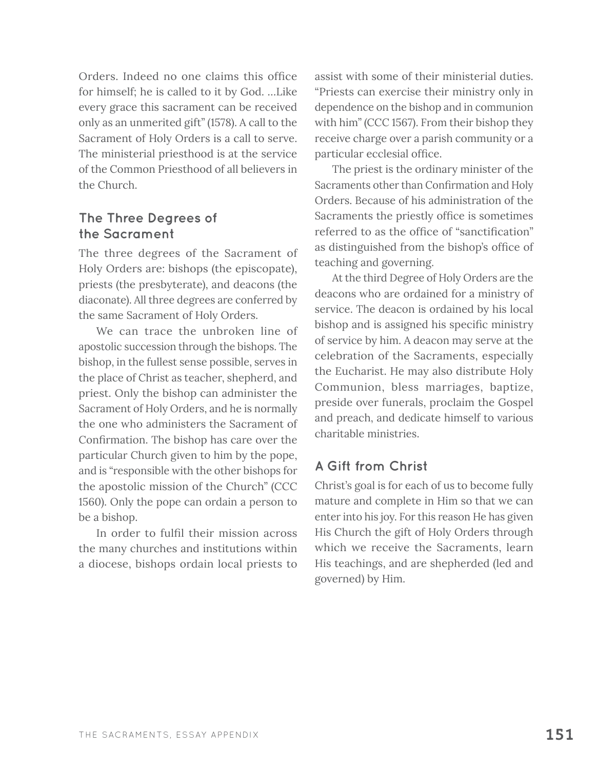Orders. Indeed no one claims this office for himself; he is called to it by God. ...Like every grace this sacrament can be received only as an unmerited gift" (1578). A call to the Sacrament of Holy Orders is a call to serve. The ministerial priesthood is at the service of the Common Priesthood of all believers in the Church.

## The Three Degrees of the Sacrament

The three degrees of the Sacrament of Holy Orders are: bishops (the episcopate), priests (the presbyterate), and deacons (the diaconate). All three degrees are conferred by the same Sacrament of Holy Orders.

We can trace the unbroken line of apostolic succession through the bishops. The bishop, in the fullest sense possible, serves in the place of Christ as teacher, shepherd, and priest. Only the bishop can administer the Sacrament of Holy Orders, and he is normally the one who administers the Sacrament of Confirmation. The bishop has care over the particular Church given to him by the pope, and is "responsible with the other bishops for the apostolic mission of the Church" (CCC 1560). Only the pope can ordain a person to be a bishop.

In order to fulfil their mission across the many churches and institutions within a diocese, bishops ordain local priests to assist with some of their ministerial duties. "Priests can exercise their ministry only in dependence on the bishop and in communion with him" (CCC 1567). From their bishop they receive charge over a parish community or a particular ecclesial office.

The priest is the ordinary minister of the Sacraments other than Confirmation and Holy Orders. Because of his administration of the Sacraments the priestly office is sometimes referred to as the office of "sanctification" as distinguished from the bishop's office of teaching and governing.

At the third Degree of Holy Orders are the deacons who are ordained for a ministry of service. The deacon is ordained by his local bishop and is assigned his specific ministry of service by him. A deacon may serve at the celebration of the Sacraments, especially the Eucharist. He may also distribute Holy Communion, bless marriages, baptize, preside over funerals, proclaim the Gospel and preach, and dedicate himself to various charitable ministries.

## A Gift from Christ

Christ's goal is for each of us to become fully mature and complete in Him so that we can enter into his joy. For this reason He has given His Church the gift of Holy Orders through which we receive the Sacraments, learn His teachings, and are shepherded (led and governed) by Him.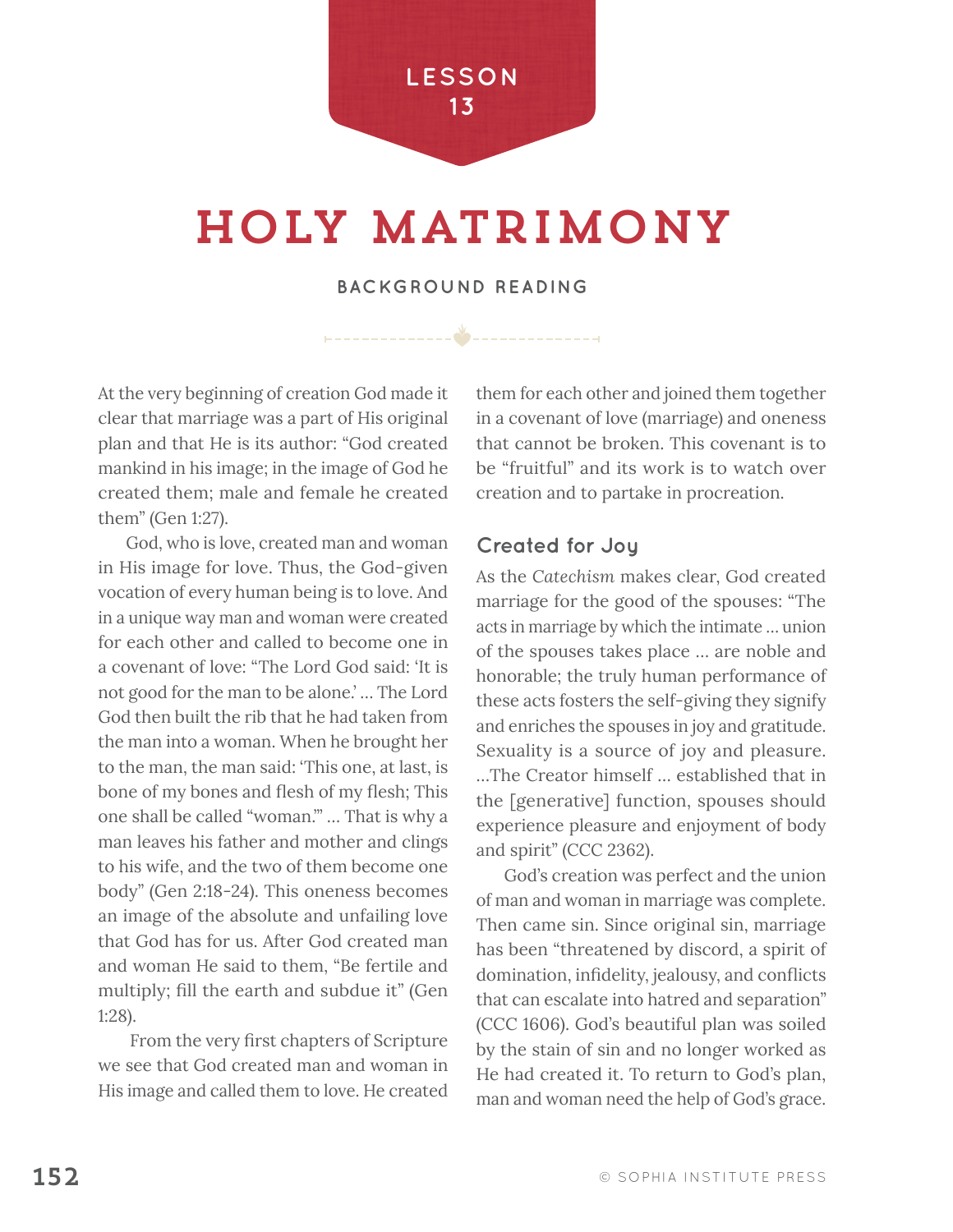LESSON 13

# HOLY MATRIMONY

## BACKGROUND READING

At the very beginning of creation God made it clear that marriage was a part of His original plan and that He is its author: "God created mankind in his image; in the image of God he created them; male and female he created them" (Gen 1:27).

God, who is love, created man and woman in His image for love. Thus, the God-given vocation of every human being is to love. And in a unique way man and woman were created for each other and called to become one in a covenant of love: "The Lord God said: 'It is not good for the man to be alone.' ... The Lord God then built the rib that he had taken from the man into a woman. When he brought her to the man, the man said: 'This one, at last, is bone of my bones and flesh of my flesh; This one shall be called "woman."' ... That is why a man leaves his father and mother and clings to his wife, and the two of them become one body" (Gen 2:18-24). This oneness becomes an image of the absolute and unfailing love that God has for us. After God created man and woman He said to them, "Be fertile and multiply; fill the earth and subdue it" (Gen 1:28).

From the very first chapters of Scripture we see that God created man and woman in His image and called them to love. He created them for each other and joined them together in a covenant of love (marriage) and oneness that cannot be broken. This covenant is to be "fruitful" and its work is to watch over creation and to partake in procreation.

### Created for Joy

As the *Catechism* makes clear, God created marriage for the good of the spouses: "The acts in marriage by which the intimate ... union of the spouses takes place ... are noble and honorable; the truly human performance of these acts fosters the self-giving they signify and enriches the spouses in joy and gratitude. Sexuality is a source of joy and pleasure. ...The Creator himself ... established that in the [generative] function, spouses should experience pleasure and enjoyment of body and spirit" (CCC 2362).

God's creation was perfect and the union of man and woman in marriage was complete. Then came sin. Since original sin, marriage has been "threatened by discord, a spirit of domination, infidelity, jealousy, and conflicts that can escalate into hatred and separation" (CCC 1606). God's beautiful plan was soiled by the stain of sin and no longer worked as He had created it. To return to God's plan, man and woman need the help of God's grace.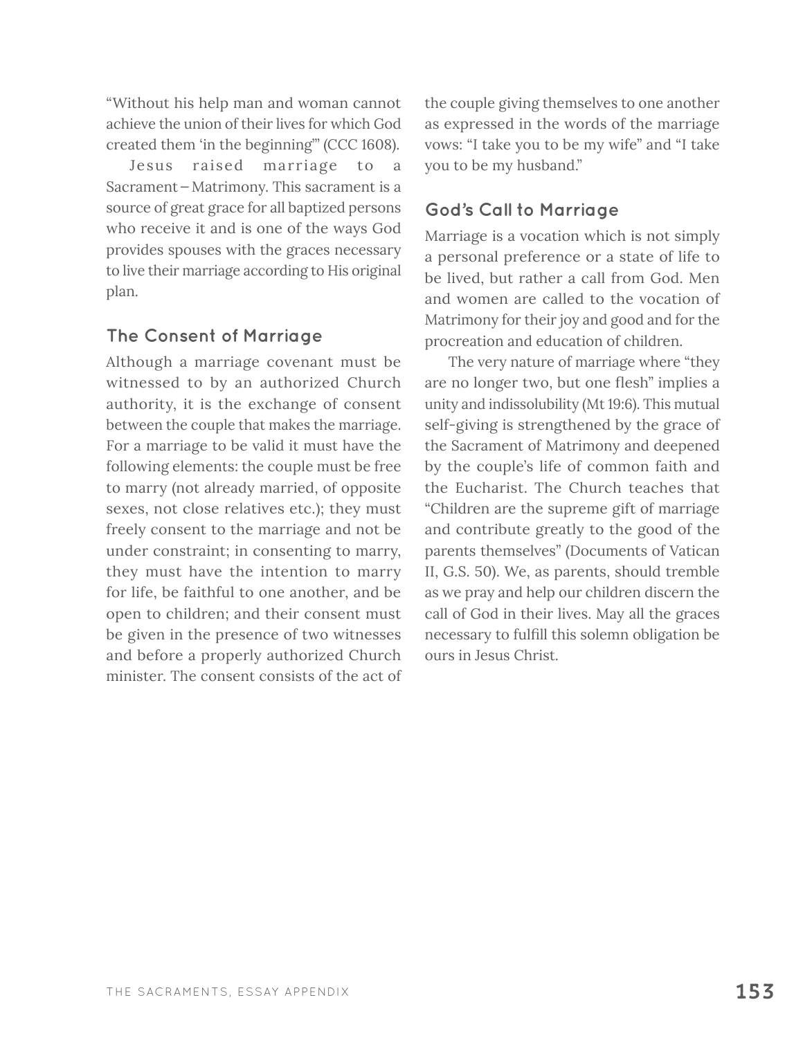"Without his help man and woman cannot achieve the union of their lives for which God created them 'in the beginning'" (CCC 1608).

Jesus raised marriage to a Sacrament – Matrimony. This sacrament is a source of great grace for all baptized persons who receive it and is one of the ways God provides spouses with the graces necessary to live their marriage according to His original plan.

## The Consent of Marriage

Although a marriage covenant must be witnessed to by an authorized Church authority, it is the exchange of consent between the couple that makes the marriage. For a marriage to be valid it must have the following elements: the couple must be free to marry (not already married, of opposite sexes, not close relatives etc.); they must freely consent to the marriage and not be under constraint; in consenting to marry, they must have the intention to marry for life, be faithful to one another, and be open to children; and their consent must be given in the presence of two witnesses and before a properly authorized Church minister. The consent consists of the act of the couple giving themselves to one another as expressed in the words of the marriage vows: "I take you to be my wife" and "I take you to be my husband."

## God's Call to Marriage

Marriage is a vocation which is not simply a personal preference or a state of life to be lived, but rather a call from God. Men and women are called to the vocation of Matrimony for their joy and good and for the procreation and education of children.

The very nature of marriage where "they are no longer two, but one flesh" implies a unity and indissolubility (Mt 19:6). This mutual self-giving is strengthened by the grace of the Sacrament of Matrimony and deepened by the couple's life of common faith and the Eucharist. The Church teaches that "Children are the supreme gift of marriage and contribute greatly to the good of the parents themselves" (Documents of Vatican II, G.S. 50). We, as parents, should tremble as we pray and help our children discern the call of God in their lives. May all the graces necessary to fulfill this solemn obligation be ours in Jesus Christ.